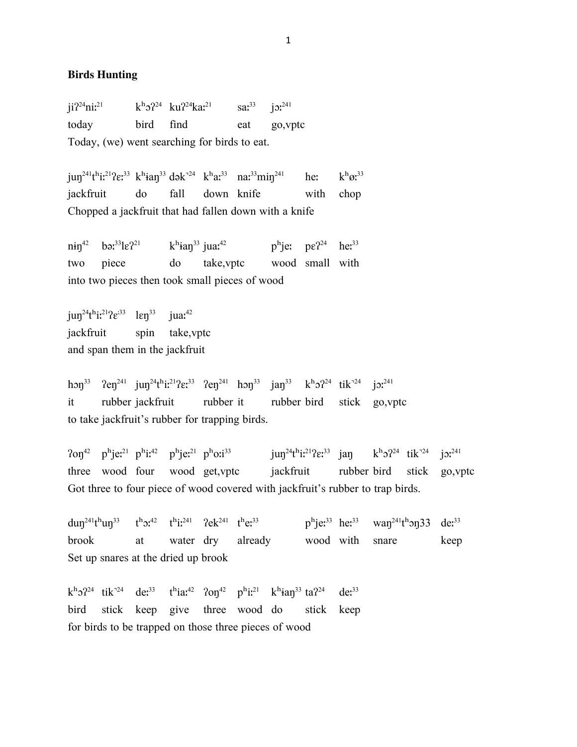**Birds Hunting**

| jiʔ$^{24}$niː$^{21}$ | kʰɔʔ$^{24}$ | kuʔ$^{24}$kaː$^{21}$ | saː$^{33}$ | jɔː$^{241}$ |
|---|---|---|---|---|
| today | bird | find | eat | go,vptc |

Today, (we) went searching for birds to eat.

| juŋ$^{241}$tʰiː$^{21}$ʔɛː$^{33}$ | kʰɨaŋ$^{33}$ | dək˺$^{24}$ | kʰaː$^{33}$ | naː$^{33}$miŋ$^{241}$ | heː | kʰøː$^{33}$ |
|---|---|---|---|---|---|---|
| jackfruit | do | fall | down | knife | with | chop |

Chopped a jackfruit that had fallen down with a knife

| nɨŋ$^{42}$ | bəː$^{33}$lɛʔ$^{21}$ | kʰɨaŋ$^{33}$ | juaː$^{42}$ | pʰjeː | pɛʔ$^{24}$ | heː$^{33}$ |
|---|---|---|---|---|---|---|
| two | piece | do | take,vptc | wood | small | with |

into two pieces then took small pieces of wood

| juŋ$^{24}$tʰiː$^{21}$ʔɛː$^{33}$ | lɛŋ$^{33}$ | juaː$^{42}$ |
|---|---|---|
| jackfruit | spin | take,vptc |

and span them in the jackfruit

| hɔŋ$^{33}$ | ʔeŋ$^{241}$ | juŋ$^{24}$tʰiː$^{21}$ʔɛː$^{33}$ | ʔeŋ$^{241}$ | hɔŋ$^{33}$ | jaŋ$^{33}$ | kʰɔʔ$^{24}$ | tik˺$^{24}$ | jɔː$^{241}$ |
|---|---|---|---|---|---|---|---|---|
| it | rubber | jackfruit | rubber | it | rubber | bird | stick | go,vptc |

to take jackfruit's rubber for trapping birds.

| ʔoŋ$^{42}$ | pʰjeː$^{21}$ | pʰiː$^{42}$ | pʰjeː$^{21}$ | pʰoːi$^{33}$ | juŋ$^{24}$tʰiː$^{21}$ʔɛː$^{33}$ | jaŋ | kʰɔʔ$^{24}$ | tik˺$^{24}$ | jɔː$^{241}$ |
|---|---|---|---|---|---|---|---|---|---|
| three | wood | four | wood | get,vptc | jackfruit | rubber | bird | stick | go,vptc |

Got three to four piece of wood covered with jackfruit's rubber to trap birds.

| duŋ$^{241}$tʰuŋ$^{33}$ | tʰɔː$^{42}$ | tʰiː$^{241}$ | ʔek$^{241}$ | tʰeː$^{33}$ | pʰjeː$^{33}$ | heː$^{33}$ | waŋ$^{241}$tʰɔŋ33 | deː$^{33}$ |
|---|---|---|---|---|---|---|---|---|
| brook | at | water | dry | already | wood | with | snare | keep |

Set up snares at the dried up brook

| kʰɔʔ$^{24}$ | tik˺$^{24}$ | deː$^{33}$ | tʰiaː$^{42}$ | ʔoŋ$^{42}$ | pʰiː$^{21}$ | kʰɨaŋ$^{33}$ | taʔ$^{24}$ | deː$^{33}$ |
|---|---|---|---|---|---|---|---|---|
| bird | stick | keep | give | three | wood | do | stick | keep |

for birds to be trapped on those three pieces of wood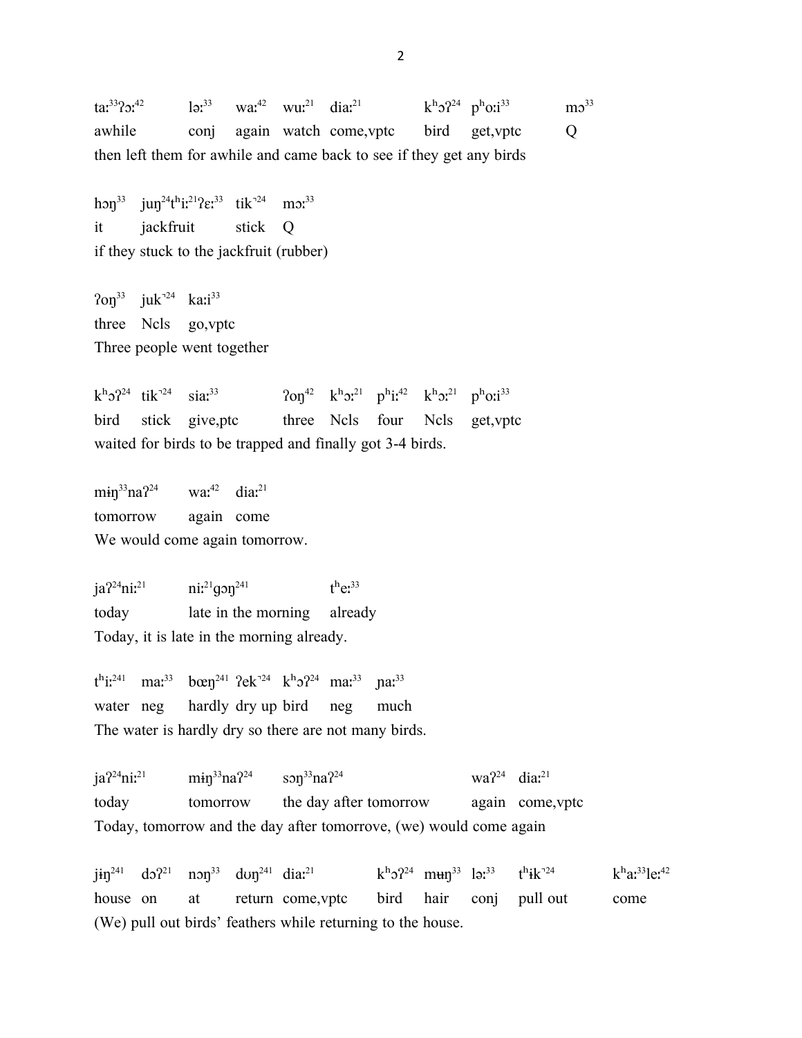| taː$^{33}$ʔɔː$^{42}$ | ləː$^{33}$ | waː$^{42}$ | wuː$^{21}$ | diaː$^{21}$ | kʰɔʔ$^{24}$ | pʰoːi$^{33}$ | mɔ$^{33}$ |
|---|---|---|---|---|---|---|---|
| awhile | conj | again | watch | come,vptc | bird | get,vptc | Q |

then left them for awhile and came back to see if they get any birds

| hɔŋ$^{33}$ | juŋ$^{24}$tʰiː$^{21}$ʔɛː$^{33}$ | tik˺$^{24}$ | mɔː$^{33}$ |
|---|---|---|---|
| it | jackfruit | stick | Q |

if they stuck to the jackfruit (rubber)

| ʔoŋ$^{33}$ | juk˺$^{24}$ | kaːi$^{33}$ |
|---|---|---|
| three | Ncls | go,vptc |

Three people went together

| kʰɔʔ$^{24}$ | tik˺$^{24}$ | siaː$^{33}$ | ʔoŋ$^{42}$ | kʰɔː$^{21}$ | pʰiː$^{42}$ | kʰɔː$^{21}$ | pʰoːi$^{33}$ |
|---|---|---|---|---|---|---|---|
| bird | stick | give,ptc | three | Ncls | four | Ncls | get,vptc |

waited for birds to be trapped and finally got 3-4 birds.

| mɨŋ$^{33}$naʔ$^{24}$ | waː$^{42}$ | diaː$^{21}$ |
|---|---|---|
| tomorrow | again | come |

We would come again tomorrow.

| jaʔ$^{24}$niː$^{21}$ | niː$^{21}$gɔŋ$^{241}$ | tʰeː$^{33}$ |
|---|---|---|
| today | late in the morning | already |

Today, it is late in the morning already.

| tʰiː$^{241}$ | maː$^{33}$ | bœŋ$^{241}$ | ʔek˺$^{24}$ | kʰɔʔ$^{24}$ | maː$^{33}$ | ɲaː$^{33}$ |
|---|---|---|---|---|---|---|
| water | neg | hardly | dry up | bird | neg | much |

The water is hardly dry so there are not many birds.

| jaʔ$^{24}$niː$^{21}$ | mɨŋ$^{33}$naʔ$^{24}$ | sɔŋ$^{33}$naʔ$^{24}$ | waʔ$^{24}$ | diaː$^{21}$ |
|---|---|---|---|---|
| today | tomorrow | the day after tomorrow | again | come,vptc |

Today, tomorrow and the day after tomorrove, (we) would come again

| jɨŋ$^{241}$ | dɔʔ$^{21}$ | nɔŋ$^{33}$ | dʊŋ$^{241}$ | diaː$^{21}$ | kʰɔʔ$^{24}$ | mʉŋ$^{33}$ | ləː$^{33}$ | tʰɨk˺$^{24}$ | kʰaː$^{33}$leː$^{42}$ |
|---|---|---|---|---|---|---|---|---|---|
| house | on | at | return | come,vptc | bird | hair | conj | pull out | come |

(We) pull out birds' feathers while returning to the house.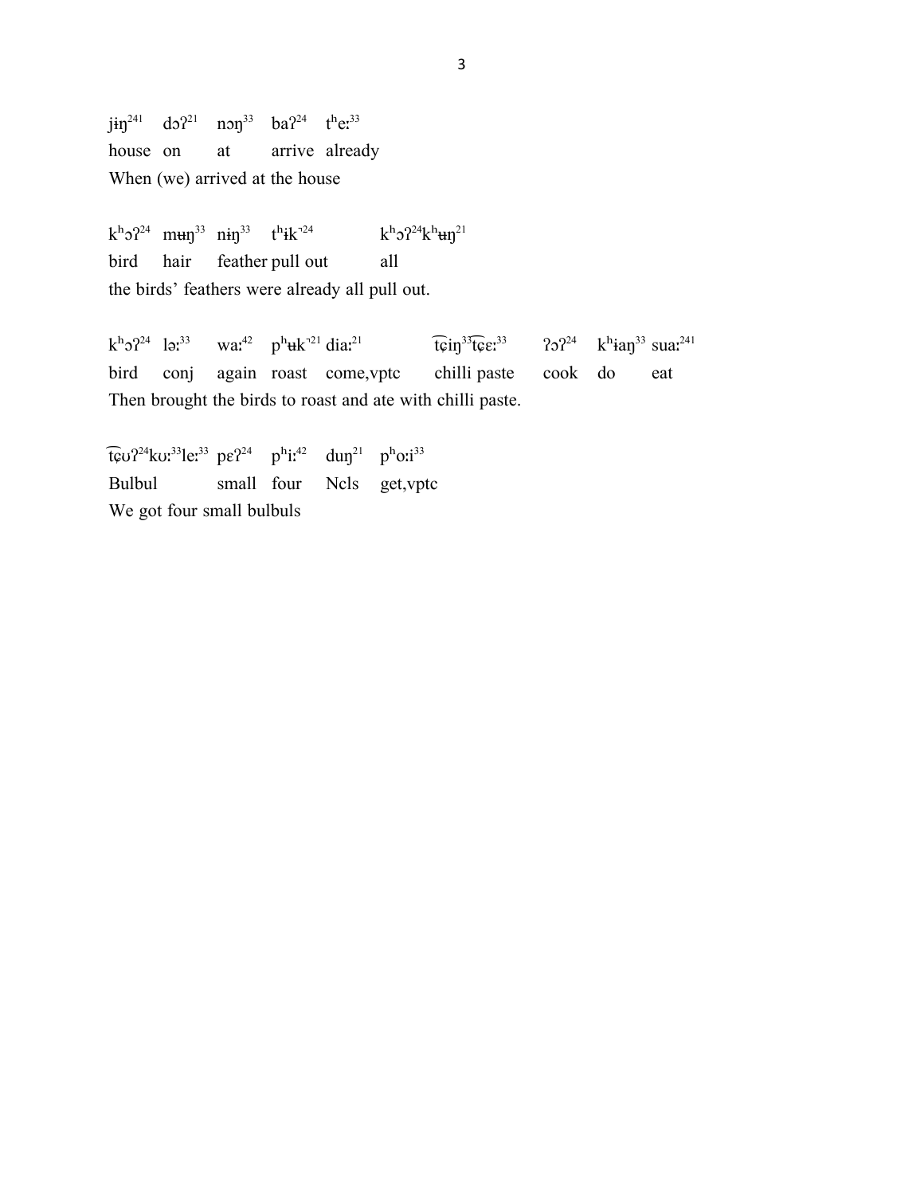jɨŋ$^{241}$ dɔʔ$^{21}$ nɔŋ$^{33}$ baʔ$^{24}$ tʰeː$^{33}$
house on at arrive already
When (we) arrived at the house

kʰɔʔ$^{24}$ mʉŋ$^{33}$ nɨŋ$^{33}$ tʰɨk̚$^{24}$ kʰɔʔ$^{24}$kʰʉŋ$^{21}$
bird hair feather pull out all
the birds' feathers were already all pull out.

kʰɔʔ$^{24}$ ləː$^{33}$ waː$^{42}$ pʰʉk̚$^{21}$ diaː$^{21}$ t͡ɕiŋ$^{33}$t͡ɕɛː$^{33}$ ʔɔʔ$^{24}$ kʰɨaŋ$^{33}$ suaː$^{241}$
bird conj again roast come,vptc chilli paste cook do eat
Then brought the birds to roast and ate with chilli paste.

t͡ɕʊʔ$^{24}$kʊː$^{33}$leː$^{33}$ pɛʔ$^{24}$ pʰiː$^{42}$ duŋ$^{21}$ pʰoːi$^{33}$
Bulbul small four Ncls get,vptc
We got four small bulbuls